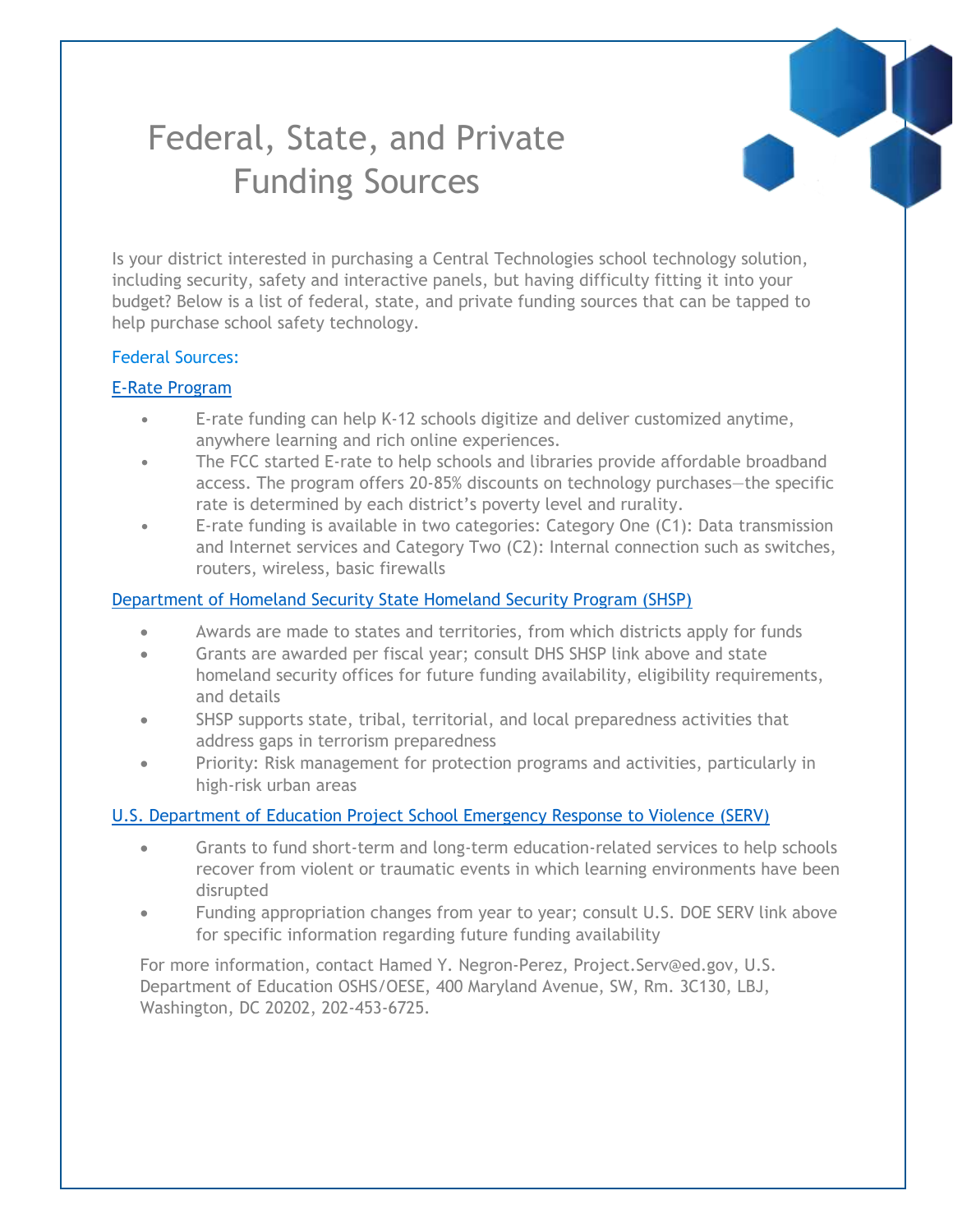# Federal, State, and Private Funding Sources

Is your district interested in purchasing a Central Technologies school technology solution, including security, safety and interactive panels, but having difficulty fitting it into your budget? Below is a list of federal, state, and private funding sources that can be tapped to help purchase school safety technology.

## Federal Sources:

### E-Rate Program

- E-rate funding can help K-12 schools digitize and deliver customized anytime, anywhere learning and rich online experiences.
- The FCC started E-rate to help schools and libraries provide affordable broadband access. The program offers 20-85% discounts on technology purchases—the specific rate is determined by each district's poverty level and rurality.
- E-rate funding is available in two categories: Category One (C1): Data transmission and Internet services and Category Two (C2): Internal connection such as switches, routers, wireless, basic firewalls

### Department of Homeland Security State Homeland Security Program (SHSP)

- Awards are made to states and territories, from which districts apply for funds
- Grants are awarded per fiscal year; consult DHS SHSP link above and state homeland security offices for future funding availability, eligibility requirements, and details
- SHSP supports state, tribal, territorial, and local preparedness activities that address gaps in terrorism preparedness
- Priority: Risk management for protection programs and activities, particularly in high-risk urban areas

### U.S. Department of Education Project School Emergency Response to Violence (SERV)

- Grants to fund short-term and long-term education-related services to help schools recover from violent or traumatic events in which learning environments have been disrupted
- Funding appropriation changes from year to year; consult U.S. DOE SERV link above for specific information regarding future funding availability

For more information, contact Hamed Y. Negron-Perez, Project.Serv@ed.gov, U.S. Department of Education OSHS/OESE, 400 Maryland Avenue, SW, Rm. 3C130, LBJ, Washington, DC 20202, 202-453-6725.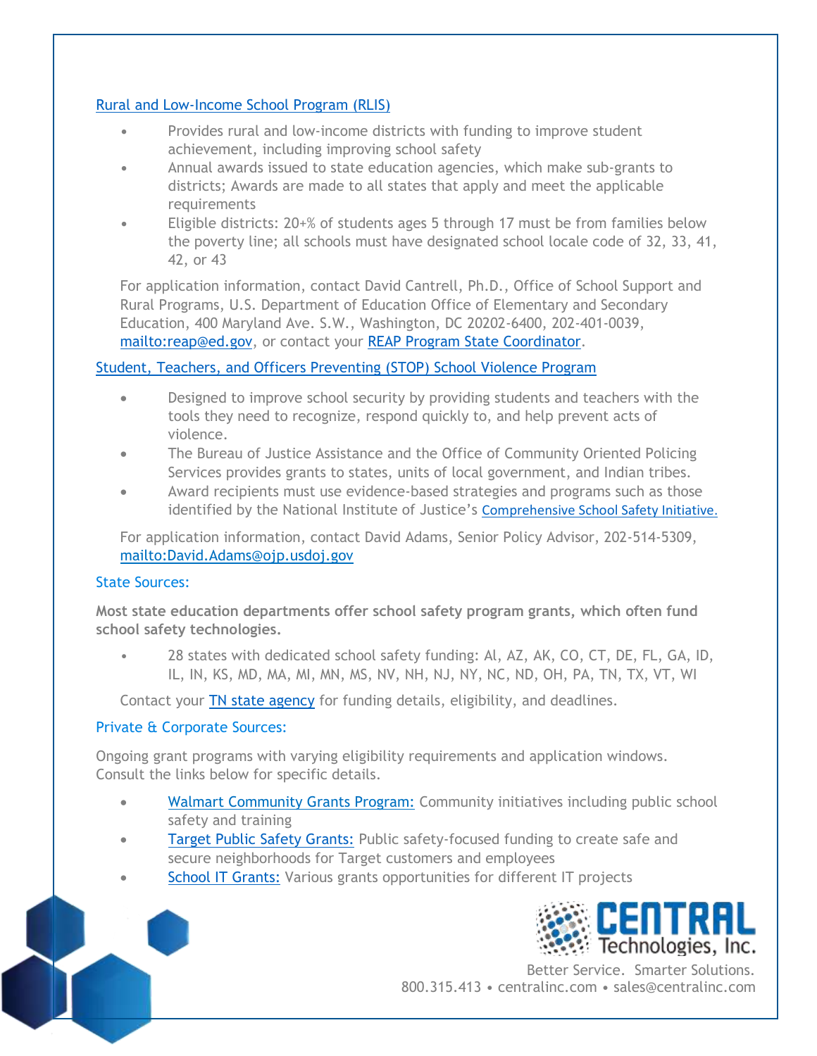### Rural and Low-Income School Program (RLIS)

- Provides rural and low-income districts with funding to improve student achievement, including improving school safety
- Annual awards issued to state education agencies, which make sub-grants to districts; Awards are made to all states that apply and meet the applicable requirements
- Eligible districts: 20+% of students ages 5 through 17 must be from families below the poverty line; all schools must have designated school locale code of 32, 33, 41, 42, or 43

For application information, contact David Cantrell, Ph.D., Office of School Support and Rural Programs, U.S. Department of Education Office of Elementary and Secondary Education, 400 Maryland Ave. S.W., Washington, DC 20202-6400, 202-401-0039, mailto:reap@ed.gov, or contact your REAP Program State Coordinator.

### Student, Teachers, and Officers Preventing (STOP) School Violence Program

- Designed to improve school security by providing students and teachers with the tools they need to recognize, respond quickly to, and help prevent acts of violence.
- The Bureau of Justice Assistance and the Office of Community Oriented Policing Services provides grants to states, units of local government, and Indian tribes.
- Award recipients must use evidence-based strategies and programs such as those identified by the National Institute of Justice's Comprehensive School Safety Initiative.

For application information, contact David Adams, Senior Policy Advisor, 202-514-5309, mailto:David.Adams@ojp.usdoj.gov

### State Sources:

**Most state education departments offer school safety program grants, which often fund school safety technologies.**

- 28 states with dedicated school safety funding: Al, AZ, AK, CO, CT, DE, FL, GA, ID, IL, IN, KS, MD, MA, MI, MN, MS, NV, NH, NJ, NY, NC, ND, OH, PA, TN, TX, VT, WI

Contact your TN state agency for funding details, eligibility, and deadlines.

### Private & Corporate Sources:

Ongoing grant programs with varying eligibility requirements and application windows. Consult the links below for specific details.

- Walmart Community Grants Program: Community initiatives including public school safety and training
- Target Public Safety Grants: Public safety-focused funding to create safe and secure neighborhoods for Target customers and employees
- School IT Grants: Various grants opportunities for different IT projects

CENTRAL Technologies, Inc.

Better Service. Smarter Solutions.

800.315.413 • centralinc.com • sales@centralinc.com